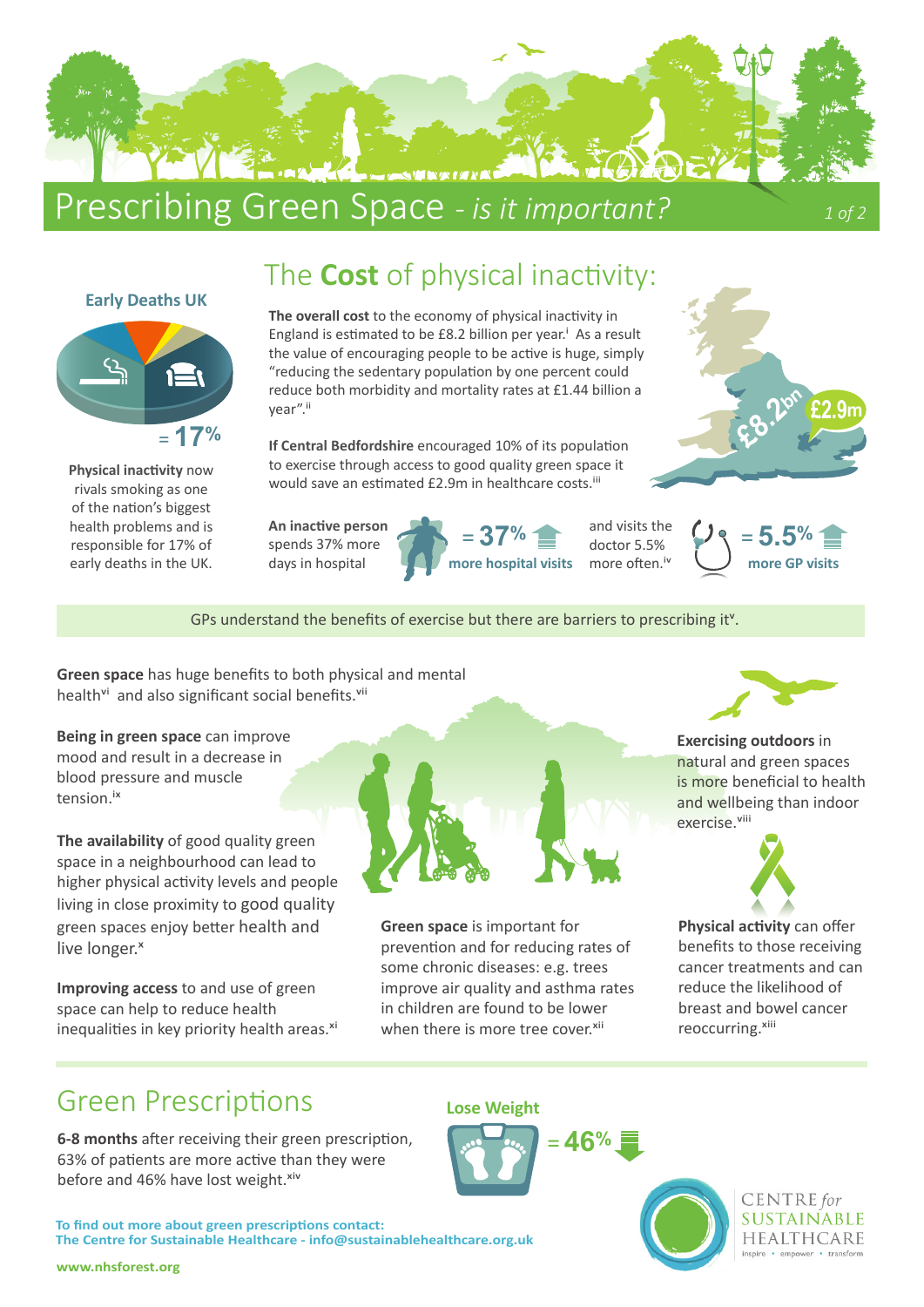# Prescribing Green Space - *is it important?*

## The **Cost** of physical inactivity:

### Early Deaths UK

= 17%

**Physical inactivity** now rivals smoking as one of the nation's biggest health problems and is responsible for 17% of early deaths in the UK.

**The overall cost** to the economy of physical inactivity in England is estimated to be £8.2 billion per year.[i] As a result the value of encouraging people to be active is huge, simply "reducing the sedentary population by one percent could reduce both morbidity and mortality rates at £1.44 billion a year".[ii]

**If Central Bedfordshire** encouraged 10% of its population to exercise through access to good quality green space it would save an estimated £2.9m in healthcare costs.[iii]

£8.2bn

£2.9m

**An inactive person** spends 37% more days in hospital

= 37% more hospital visits

and visits the doctor 5.5% more often.[iv]

= 5.5% more GP visits

GPs understand the benefits of exercise but there are barriers to prescribing it[v].

**Green space** has huge benefits to both physical and mental health[vi] and also significant social benefits.[vii]

**Being in green space** can improve mood and result in a decrease in blood pressure and muscle tension.[ix]

**The availability** of good quality green space in a neighbourhood can lead to higher physical activity levels and people living in close proximity to good quality green spaces enjoy better health and live longer.[x]

**Improving access** to and use of green space can help to reduce health inequalities in key priority health areas.[xi]

**Exercising outdoors** in natural and green spaces is more beneficial to health and wellbeing than indoor exercise.[viii]

**Green space** is important for prevention and for reducing rates of some chronic diseases: e.g. trees improve air quality and asthma rates in children are found to be lower when there is more tree cover.[xii]

**Physical activity** can offer benefits to those receiving cancer treatments and can reduce the likelihood of breast and bowel cancer reoccurring.[xiii]

## Green Prescriptions

**6-8 months** after receiving their green prescription, 63% of patients are more active than they were before and 46% have lost weight.[xiv]

### Lose Weight

= 46%

**To find out more about green prescriptions contact:**
**The Centre for Sustainable Healthcare - info@sustainablehealthcare.org.uk**

CENTRE *for* SUSTAINABLE HEALTHCARE
inspire • empower • transform

**www.nhsforest.org**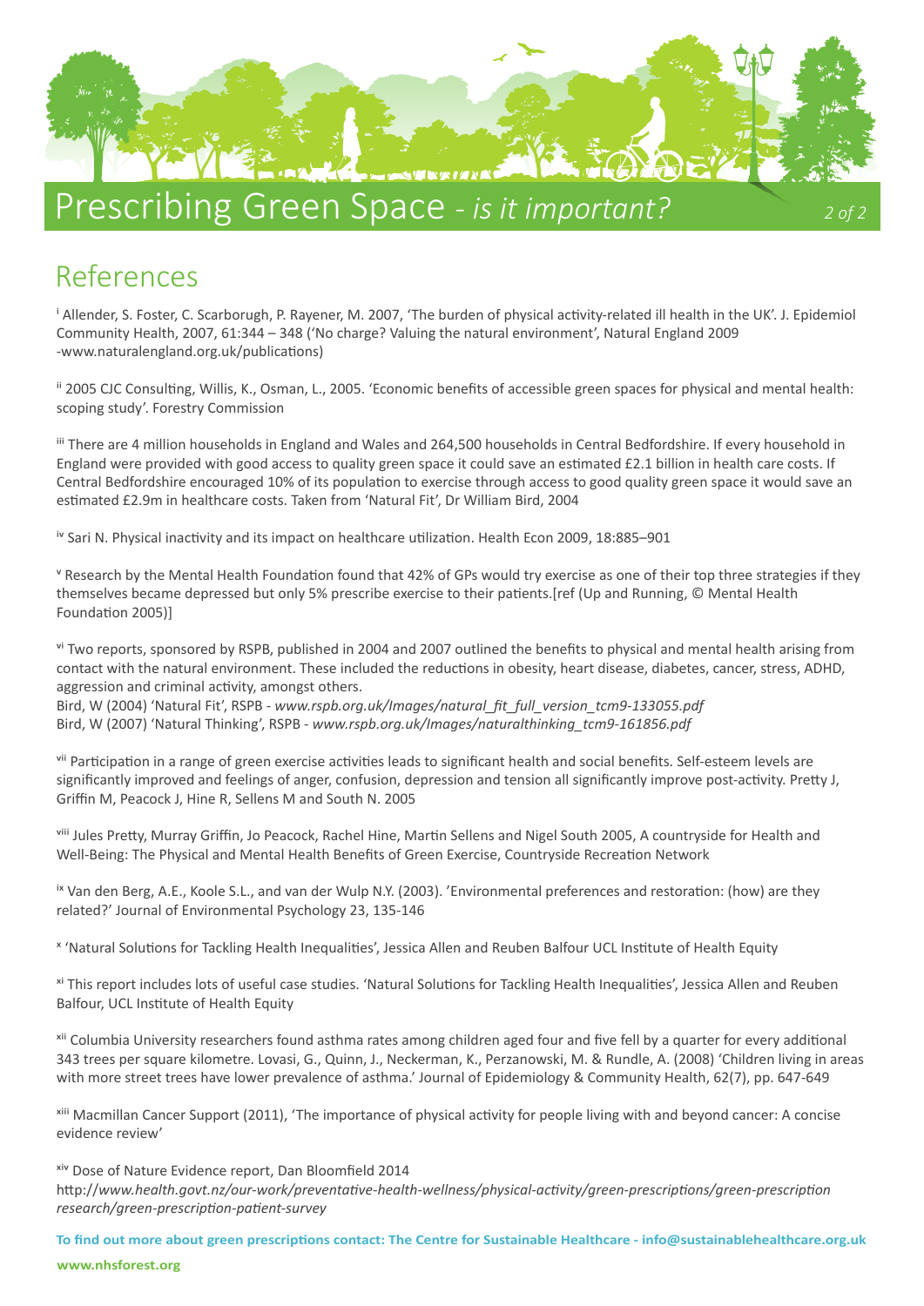# Prescribing Green Space - *is it important?*

## References

[i] Allender, S. Foster, C. Scarborugh, P. Rayener, M. 2007, 'The burden of physical activity-related ill health in the UK'. J. Epidemiol Community Health, 2007, 61:344 – 348 ('No charge? Valuing the natural environment', Natural England 2009 -www.naturalengland.org.uk/publications)

[ii] 2005 CJC Consulting, Willis, K., Osman, L., 2005. 'Economic benefits of accessible green spaces for physical and mental health: scoping study'. Forestry Commission

[iii] There are 4 million households in England and Wales and 264,500 households in Central Bedfordshire. If every household in England were provided with good access to quality green space it could save an estimated £2.1 billion in health care costs. If Central Bedfordshire encouraged 10% of its population to exercise through access to good quality green space it would save an estimated £2.9m in healthcare costs. Taken from 'Natural Fit', Dr William Bird, 2004

[iv] Sari N. Physical inactivity and its impact on healthcare utilization. Health Econ 2009, 18:885–901

[v] Research by the Mental Health Foundation found that 42% of GPs would try exercise as one of their top three strategies if they themselves became depressed but only 5% prescribe exercise to their patients.[ref (Up and Running, © Mental Health Foundation 2005)]

[vi] Two reports, sponsored by RSPB, published in 2004 and 2007 outlined the benefits to physical and mental health arising from contact with the natural environment. These included the reductions in obesity, heart disease, diabetes, cancer, stress, ADHD, aggression and criminal activity, amongst others.
Bird, W (2004) 'Natural Fit', RSPB - *www.rspb.org.uk/Images/natural_fit_full_version_tcm9-133055.pdf*
Bird, W (2007) 'Natural Thinking', RSPB - *www.rspb.org.uk/Images/naturalthinking_tcm9-161856.pdf*

[vii] Participation in a range of green exercise activities leads to significant health and social benefits. Self-esteem levels are significantly improved and feelings of anger, confusion, depression and tension all significantly improve post-activity. Pretty J, Griffin M, Peacock J, Hine R, Sellens M and South N. 2005

[viii] Jules Pretty, Murray Griffin, Jo Peacock, Rachel Hine, Martin Sellens and Nigel South 2005, A countryside for Health and Well-Being: The Physical and Mental Health Benefits of Green Exercise, Countryside Recreation Network

[ix] Van den Berg, A.E., Koole S.L., and van der Wulp N.Y. (2003). 'Environmental preferences and restoration: (how) are they related?' Journal of Environmental Psychology 23, 135-146

[x] 'Natural Solutions for Tackling Health Inequalities', Jessica Allen and Reuben Balfour UCL Institute of Health Equity

[xi] This report includes lots of useful case studies. 'Natural Solutions for Tackling Health Inequalities', Jessica Allen and Reuben Balfour, UCL Institute of Health Equity

[xii] Columbia University researchers found asthma rates among children aged four and five fell by a quarter for every additional 343 trees per square kilometre. Lovasi, G., Quinn, J., Neckerman, K., Perzanowski, M. & Rundle, A. (2008) 'Children living in areas with more street trees have lower prevalence of asthma.' Journal of Epidemiology & Community Health, 62(7), pp. 647-649

[xiii] Macmillan Cancer Support (2011), 'The importance of physical activity for people living with and beyond cancer: A concise evidence review'

[xiv] Dose of Nature Evidence report, Dan Bloomfield 2014
http://*www.health.govt.nz/our-work/preventative-health-wellness/physical-activity/green-prescriptions/green-prescription research/green-prescription-patient-survey*

**To find out more about green prescriptions contact: The Centre for Sustainable Healthcare - info@sustainablehealthcare.org.uk**

**www.nhsforest.org**